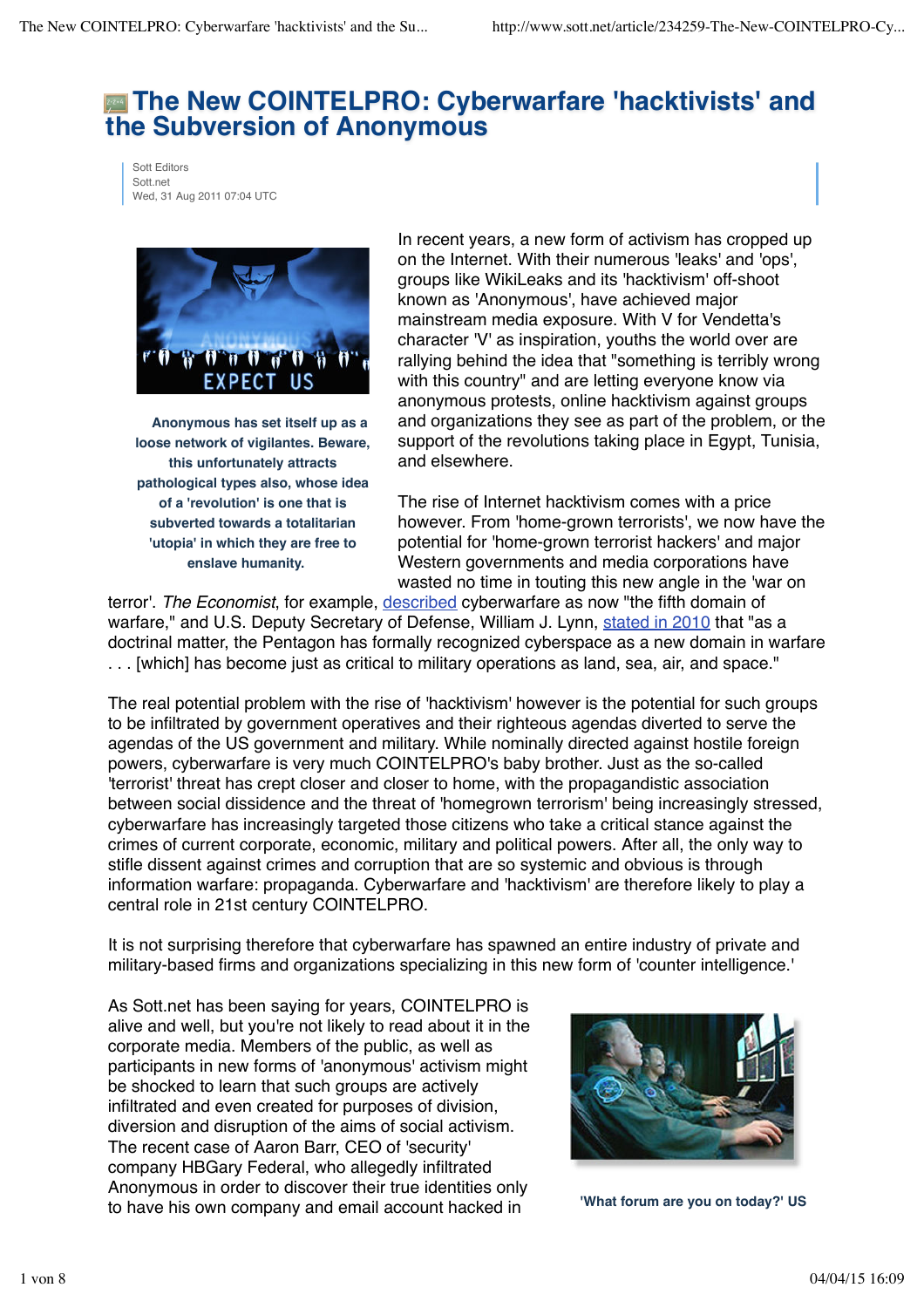# The New COINTELPRO: Cyberwarfare 'hacktivists' and the Subversion of Anonymous

Sott Editors
Sott.net
Wed, 31 Aug 2011 07:04 UTC

**Anonymous has set itself up as a loose network of vigilantes. Beware, this unfortunately attracts pathological types also, whose idea of a 'revolution' is one that is subverted towards a totalitarian 'utopia' in which they are free to enslave humanity.**

In recent years, a new form of activism has cropped up on the Internet. With their numerous 'leaks' and 'ops', groups like WikiLeaks and its 'hacktivism' off-shoot known as 'Anonymous', have achieved major mainstream media exposure. With V for Vendetta's character 'V' as inspiration, youths the world over are rallying behind the idea that "something is terribly wrong with this country" and are letting everyone know via anonymous protests, online hacktivism against groups and organizations they see as part of the problem, or the support of the revolutions taking place in Egypt, Tunisia, and elsewhere.

The rise of Internet hacktivism comes with a price however. From 'home-grown terrorists', we now have the potential for 'home-grown terrorist hackers' and major Western governments and media corporations have wasted no time in touting this new angle in the 'war on terror'. *The Economist*, for example, described cyberwarfare as now "the fifth domain of warfare," and U.S. Deputy Secretary of Defense, William J. Lynn, stated in 2010 that "as a doctrinal matter, the Pentagon has formally recognized cyberspace as a new domain in warfare . . . [which] has become just as critical to military operations as land, sea, air, and space."

The real potential problem with the rise of 'hacktivism' however is the potential for such groups to be infiltrated by government operatives and their righteous agendas diverted to serve the agendas of the US government and military. While nominally directed against hostile foreign powers, cyberwarfare is very much COINTELPRO's baby brother. Just as the so-called 'terrorist' threat has crept closer and closer to home, with the propagandistic association between social dissidence and the threat of 'homegrown terrorism' being increasingly stressed, cyberwarfare has increasingly targeted those citizens who take a critical stance against the crimes of current corporate, economic, military and political powers. After all, the only way to stifle dissent against crimes and corruption that are so systemic and obvious is through information warfare: propaganda. Cyberwarfare and 'hacktivism' are therefore likely to play a central role in 21st century COINTELPRO.

It is not surprising therefore that cyberwarfare has spawned an entire industry of private and military-based firms and organizations specializing in this new form of 'counter intelligence.'

As Sott.net has been saying for years, COINTELPRO is alive and well, but you're not likely to read about it in the corporate media. Members of the public, as well as participants in new forms of 'anonymous' activism might be shocked to learn that such groups are actively infiltrated and even created for purposes of division, diversion and disruption of the aims of social activism. The recent case of Aaron Barr, CEO of 'security' company HBGary Federal, who allegedly infiltrated Anonymous in order to discover their true identities only to have his own company and email account hacked in

**'What forum are you on today?' US**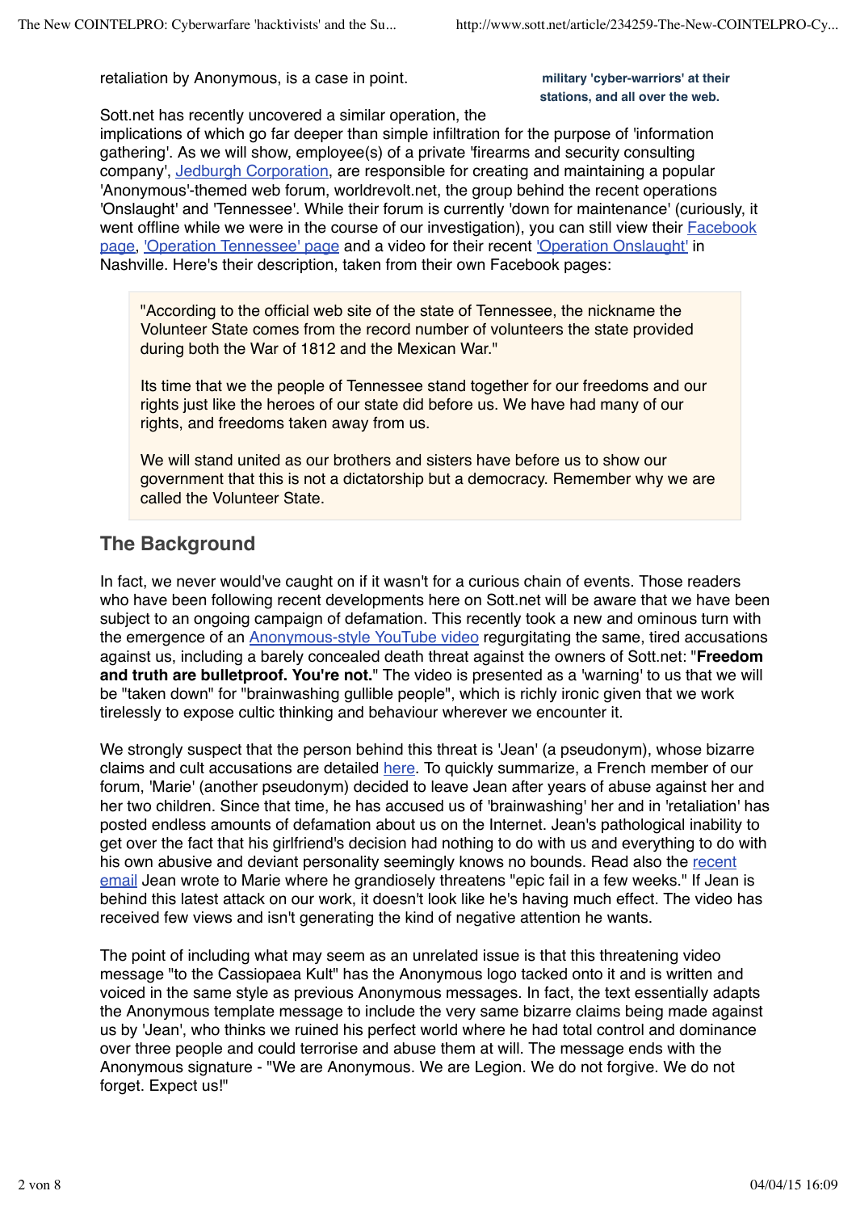retaliation by Anonymous, is a case in point.

**military 'cyber-warriors' at their stations, and all over the web.**

Sott.net has recently uncovered a similar operation, the implications of which go far deeper than simple infiltration for the purpose of 'information gathering'. As we will show, employee(s) of a private 'firearms and security consulting company', Jedburgh Corporation, are responsible for creating and maintaining a popular 'Anonymous'-themed web forum, worldrevolt.net, the group behind the recent operations 'Onslaught' and 'Tennessee'. While their forum is currently 'down for maintenance' (curiously, it went offline while we were in the course of our investigation), you can still view their Facebook page, 'Operation Tennessee' page and a video for their recent 'Operation Onslaught' in Nashville. Here's their description, taken from their own Facebook pages:

> "According to the official web site of the state of Tennessee, the nickname the Volunteer State comes from the record number of volunteers the state provided during both the War of 1812 and the Mexican War."
>
> Its time that we the people of Tennessee stand together for our freedoms and our rights just like the heroes of our state did before us. We have had many of our rights, and freedoms taken away from us.
>
> We will stand united as our brothers and sisters have before us to show our government that this is not a dictatorship but a democracy. Remember why we are called the Volunteer State.

## The Background

In fact, we never would've caught on if it wasn't for a curious chain of events. Those readers who have been following recent developments here on Sott.net will be aware that we have been subject to an ongoing campaign of defamation. This recently took a new and ominous turn with the emergence of an Anonymous-style YouTube video regurgitating the same, tired accusations against us, including a barely concealed death threat against the owners of Sott.net: "**Freedom and truth are bulletproof. You're not.**" The video is presented as a 'warning' to us that we will be "taken down" for "brainwashing gullible people", which is richly ironic given that we work tirelessly to expose cultic thinking and behaviour wherever we encounter it.

We strongly suspect that the person behind this threat is 'Jean' (a pseudonym), whose bizarre claims and cult accusations are detailed here. To quickly summarize, a French member of our forum, 'Marie' (another pseudonym) decided to leave Jean after years of abuse against her and her two children. Since that time, he has accused us of 'brainwashing' her and in 'retaliation' has posted endless amounts of defamation about us on the Internet. Jean's pathological inability to get over the fact that his girlfriend's decision had nothing to do with us and everything to do with his own abusive and deviant personality seemingly knows no bounds. Read also the recent email Jean wrote to Marie where he grandiosely threatens "epic fail in a few weeks." If Jean is behind this latest attack on our work, it doesn't look like he's having much effect. The video has received few views and isn't generating the kind of negative attention he wants.

The point of including what may seem as an unrelated issue is that this threatening video message "to the Cassiopaea Kult" has the Anonymous logo tacked onto it and is written and voiced in the same style as previous Anonymous messages. In fact, the text essentially adapts the Anonymous template message to include the very same bizarre claims being made against us by 'Jean', who thinks we ruined his perfect world where he had total control and dominance over three people and could terrorise and abuse them at will. The message ends with the Anonymous signature - "We are Anonymous. We are Legion. We do not forgive. We do not forget. Expect us!"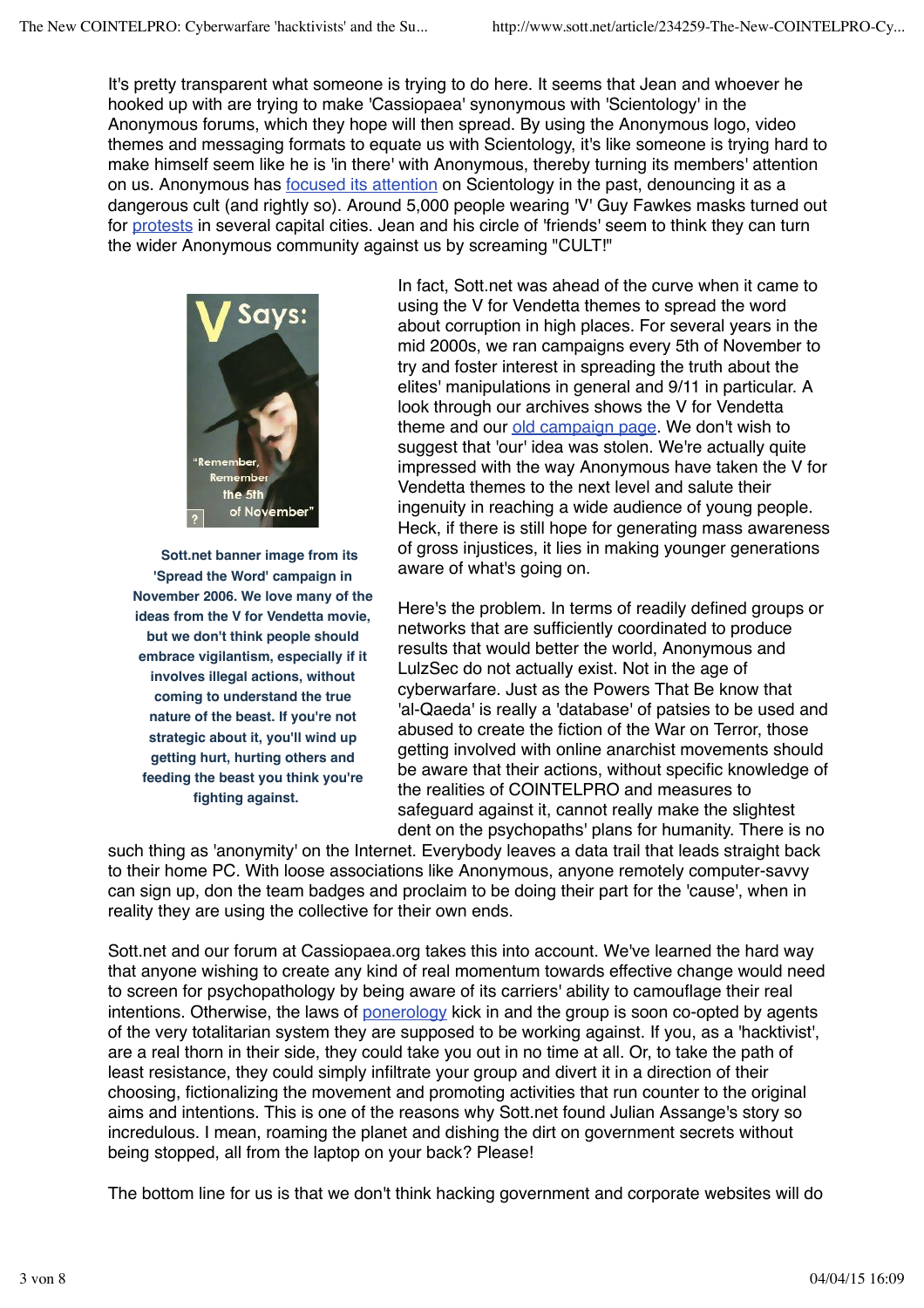It's pretty transparent what someone is trying to do here. It seems that Jean and whoever he hooked up with are trying to make 'Cassiopaea' synonymous with 'Scientology' in the Anonymous forums, which they hope will then spread. By using the Anonymous logo, video themes and messaging formats to equate us with Scientology, it's like someone is trying hard to make himself seem like he is 'in there' with Anonymous, thereby turning its members' attention on us. Anonymous has focused its attention on Scientology in the past, denouncing it as a dangerous cult (and rightly so). Around 5,000 people wearing 'V' Guy Fawkes masks turned out for protests in several capital cities. Jean and his circle of 'friends' seem to think they can turn the wider Anonymous community against us by screaming "CULT!"

**Sott.net banner image from its 'Spread the Word' campaign in November 2006. We love many of the ideas from the V for Vendetta movie, but we don't think people should embrace vigilantism, especially if it involves illegal actions, without coming to understand the true nature of the beast. If you're not strategic about it, you'll wind up getting hurt, hurting others and feeding the beast you think you're fighting against.**

In fact, Sott.net was ahead of the curve when it came to using the V for Vendetta themes to spread the word about corruption in high places. For several years in the mid 2000s, we ran campaigns every 5th of November to try and foster interest in spreading the truth about the elites' manipulations in general and 9/11 in particular. A look through our archives shows the V for Vendetta theme and our old campaign page. We don't wish to suggest that 'our' idea was stolen. We're actually quite impressed with the way Anonymous have taken the V for Vendetta themes to the next level and salute their ingenuity in reaching a wide audience of young people. Heck, if there is still hope for generating mass awareness of gross injustices, it lies in making younger generations aware of what's going on.

Here's the problem. In terms of readily defined groups or networks that are sufficiently coordinated to produce results that would better the world, Anonymous and LulzSec do not actually exist. Not in the age of cyberwarfare. Just as the Powers That Be know that 'al-Qaeda' is really a 'database' of patsies to be used and abused to create the fiction of the War on Terror, those getting involved with online anarchist movements should be aware that their actions, without specific knowledge of the realities of COINTELPRO and measures to safeguard against it, cannot really make the slightest dent on the psychopaths' plans for humanity. There is no such thing as 'anonymity' on the Internet. Everybody leaves a data trail that leads straight back to their home PC. With loose associations like Anonymous, anyone remotely computer-savvy can sign up, don the team badges and proclaim to be doing their part for the 'cause', when in reality they are using the collective for their own ends.

Sott.net and our forum at Cassiopaea.org takes this into account. We've learned the hard way that anyone wishing to create any kind of real momentum towards effective change would need to screen for psychopathology by being aware of its carriers' ability to camouflage their real intentions. Otherwise, the laws of ponerology kick in and the group is soon co-opted by agents of the very totalitarian system they are supposed to be working against. If you, as a 'hacktivist', are a real thorn in their side, they could take you out in no time at all. Or, to take the path of least resistance, they could simply infiltrate your group and divert it in a direction of their choosing, fictionalizing the movement and promoting activities that run counter to the original aims and intentions. This is one of the reasons why Sott.net found Julian Assange's story so incredulous. I mean, roaming the planet and dishing the dirt on government secrets without being stopped, all from the laptop on your back? Please!

The bottom line for us is that we don't think hacking government and corporate websites will do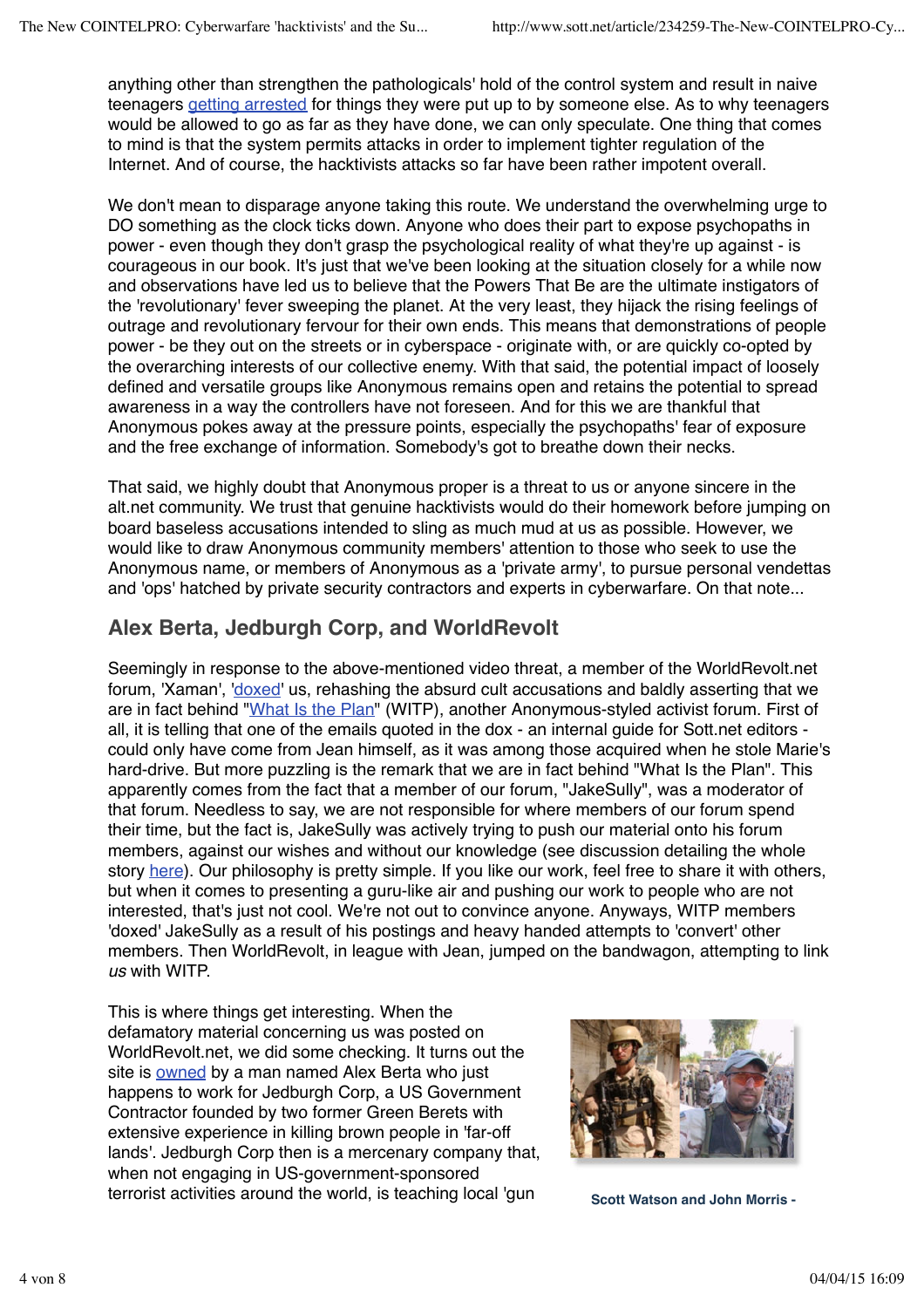anything other than strengthen the pathologicals' hold of the control system and result in naive teenagers getting arrested for things they were put up to by someone else. As to why teenagers would be allowed to go as far as they have done, we can only speculate. One thing that comes to mind is that the system permits attacks in order to implement tighter regulation of the Internet. And of course, the hacktivists attacks so far have been rather impotent overall.

We don't mean to disparage anyone taking this route. We understand the overwhelming urge to DO something as the clock ticks down. Anyone who does their part to expose psychopaths in power - even though they don't grasp the psychological reality of what they're up against - is courageous in our book. It's just that we've been looking at the situation closely for a while now and observations have led us to believe that the Powers That Be are the ultimate instigators of the 'revolutionary' fever sweeping the planet. At the very least, they hijack the rising feelings of outrage and revolutionary fervour for their own ends. This means that demonstrations of people power - be they out on the streets or in cyberspace - originate with, or are quickly co-opted by the overarching interests of our collective enemy. With that said, the potential impact of loosely defined and versatile groups like Anonymous remains open and retains the potential to spread awareness in a way the controllers have not foreseen. And for this we are thankful that Anonymous pokes away at the pressure points, especially the psychopaths' fear of exposure and the free exchange of information. Somebody's got to breathe down their necks.

That said, we highly doubt that Anonymous proper is a threat to us or anyone sincere in the alt.net community. We trust that genuine hacktivists would do their homework before jumping on board baseless accusations intended to sling as much mud at us as possible. However, we would like to draw Anonymous community members' attention to those who seek to use the Anonymous name, or members of Anonymous as a 'private army', to pursue personal vendettas and 'ops' hatched by private security contractors and experts in cyberwarfare. On that note...

## Alex Berta, Jedburgh Corp, and WorldRevolt

Seemingly in response to the above-mentioned video threat, a member of the WorldRevolt.net forum, 'Xaman', 'doxed' us, rehashing the absurd cult accusations and baldly asserting that we are in fact behind "What Is the Plan" (WITP), another Anonymous-styled activist forum. First of all, it is telling that one of the emails quoted in the dox - an internal guide for Sott.net editors - could only have come from Jean himself, as it was among those acquired when he stole Marie's hard-drive. But more puzzling is the remark that we are in fact behind "What Is the Plan". This apparently comes from the fact that a member of our forum, "JakeSully", was a moderator of that forum. Needless to say, we are not responsible for where members of our forum spend their time, but the fact is, JakeSully was actively trying to push our material onto his forum members, against our wishes and without our knowledge (see discussion detailing the whole story here). Our philosophy is pretty simple. If you like our work, feel free to share it with others, but when it comes to presenting a guru-like air and pushing our work to people who are not interested, that's just not cool. We're not out to convince anyone. Anyways, WITP members 'doxed' JakeSully as a result of his postings and heavy handed attempts to 'convert' other members. Then WorldRevolt, in league with Jean, jumped on the bandwagon, attempting to link *us* with WITP.

This is where things get interesting. When the defamatory material concerning us was posted on WorldRevolt.net, we did some checking. It turns out the site is owned by a man named Alex Berta who just happens to work for Jedburgh Corp, a US Government Contractor founded by two former Green Berets with extensive experience in killing brown people in 'far-off lands'. Jedburgh Corp then is a mercenary company that, when not engaging in US-government-sponsored terrorist activities around the world, is teaching local 'gun

**Scott Watson and John Morris -**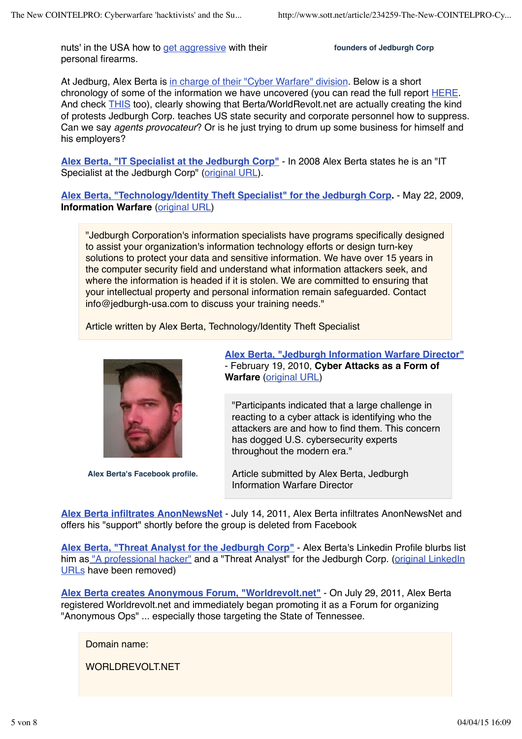nuts' in the USA how to get aggressive with their personal firearms.

**founders of Jedburgh Corp**

At Jedburg, Alex Berta is in charge of their "Cyber Warfare" division. Below is a short chronology of some of the information we have uncovered (you can read the full report HERE. And check THIS too), clearly showing that Berta/WorldRevolt.net are actually creating the kind of protests Jedburgh Corp. teaches US state security and corporate personnel how to suppress. Can we say *agents provocateur*? Or is he just trying to drum up some business for himself and his employers?

**Alex Berta, "IT Specialist at the Jedburgh Corp"** - In 2008 Alex Berta states he is an "IT Specialist at the Jedburgh Corp" (original URL).

**Alex Berta, "Technology/Identity Theft Specialist" for the Jedburgh Corp.** - May 22, 2009, **Information Warfare** (original URL)

> "Jedburgh Corporation's information specialists have programs specifically designed to assist your organization's information technology efforts or design turn-key solutions to protect your data and sensitive information. We have over 15 years in the computer security field and understand what information attackers seek, and where the information is headed if it is stolen. We are committed to ensuring that your intellectual property and personal information remain safeguarded. Contact info@jedburgh-usa.com to discuss your training needs."
>
> Article written by Alex Berta, Technology/Identity Theft Specialist

**Alex Berta's Facebook profile.**

**Alex Berta, "Jedburgh Information Warfare Director"** - February 19, 2010, **Cyber Attacks as a Form of Warfare** (original URL)

> "Participants indicated that a large challenge in reacting to a cyber attack is identifying who the attackers are and how to find them. This concern has dogged U.S. cybersecurity experts throughout the modern era."
>
> Article submitted by Alex Berta, Jedburgh Information Warfare Director

**Alex Berta infiltrates AnonNewsNet** - July 14, 2011, Alex Berta infiltrates AnonNewsNet and offers his "support" shortly before the group is deleted from Facebook

**Alex Berta, "Threat Analyst for the Jedburgh Corp"** - Alex Berta's Linkedin Profile blurbs list him as "A professional hacker" and a "Threat Analyst" for the Jedburgh Corp. (original LinkedIn URLs have been removed)

**Alex Berta creates Anonymous Forum, "Worldrevolt.net"** - On July 29, 2011, Alex Berta registered Worldrevolt.net and immediately began promoting it as a Forum for organizing "Anonymous Ops" ... especially those targeting the State of Tennessee.

> Domain name:
>
> WORLDREVOLT.NET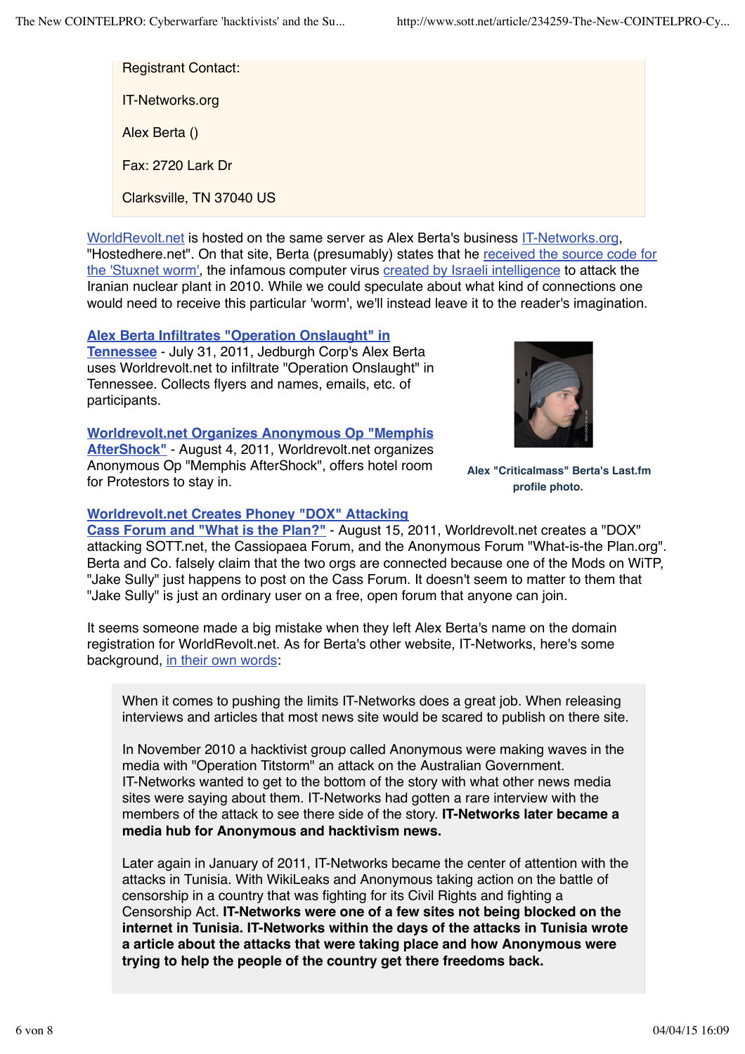Registrant Contact:

IT-Networks.org

Alex Berta ()

Fax: 2720 Lark Dr

Clarksville, TN 37040 US

WorldRevolt.net is hosted on the same server as Alex Berta's business IT-Networks.org, "Hostedhere.net". On that site, Berta (presumably) states that he received the source code for the 'Stuxnet worm', the infamous computer virus created by Israeli intelligence to attack the Iranian nuclear plant in 2010. While we could speculate about what kind of connections one would need to receive this particular 'worm', we'll instead leave it to the reader's imagination.

**Alex Berta Infiltrates "Operation Onslaught" in Tennessee** - July 31, 2011, Jedburgh Corp's Alex Berta uses Worldrevolt.net to infiltrate "Operation Onslaught" in Tennessee. Collects flyers and names, emails, etc. of participants.

**Worldrevolt.net Organizes Anonymous Op "Memphis AfterShock"** - August 4, 2011, Worldrevolt.net organizes Anonymous Op "Memphis AfterShock", offers hotel room for Protestors to stay in.

**Alex "Criticalmass" Berta's Last.fm profile photo.**

**Worldrevolt.net Creates Phoney "DOX" Attacking Cass Forum and "What is the Plan?"** - August 15, 2011, Worldrevolt.net creates a "DOX" attacking SOTT.net, the Cassiopaea Forum, and the Anonymous Forum "What-is-the Plan.org". Berta and Co. falsely claim that the two orgs are connected because one of the Mods on WiTP, "Jake Sully" just happens to post on the Cass Forum. It doesn't seem to matter to them that "Jake Sully" is just an ordinary user on a free, open forum that anyone can join.

It seems someone made a big mistake when they left Alex Berta's name on the domain registration for WorldRevolt.net. As for Berta's other website, IT-Networks, here's some background, in their own words:

> When it comes to pushing the limits IT-Networks does a great job. When releasing interviews and articles that most news site would be scared to publish on there site.
>
> In November 2010 a hacktivist group called Anonymous were making waves in the media with "Operation Titstorm" an attack on the Australian Government. IT-Networks wanted to get to the bottom of the story with what other news media sites were saying about them. IT-Networks had gotten a rare interview with the members of the attack to see there side of the story. **IT-Networks later became a media hub for Anonymous and hacktivism news.**
>
> Later again in January of 2011, IT-Networks became the center of attention with the attacks in Tunisia. With WikiLeaks and Anonymous taking action on the battle of censorship in a country that was fighting for its Civil Rights and fighting a Censorship Act. **IT-Networks were one of a few sites not being blocked on the internet in Tunisia. IT-Networks within the days of the attacks in Tunisia wrote a article about the attacks that were taking place and how Anonymous were trying to help the people of the country get there freedoms back.**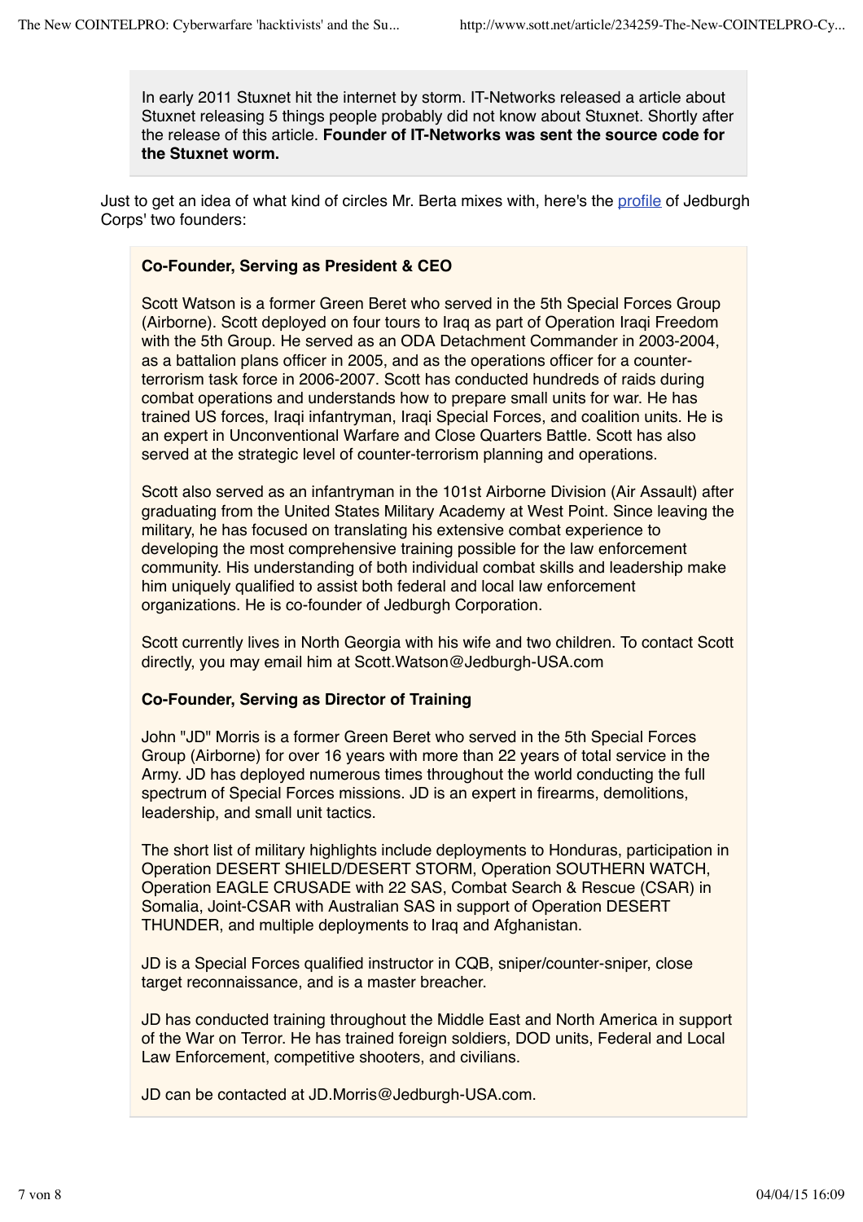> In early 2011 Stuxnet hit the internet by storm. IT-Networks released a article about Stuxnet releasing 5 things people probably did not know about Stuxnet. Shortly after the release of this article. **Founder of IT-Networks was sent the source code for the Stuxnet worm.**

Just to get an idea of what kind of circles Mr. Berta mixes with, here's the profile of Jedburgh Corps' two founders:

> **Co-Founder, Serving as President & CEO**
>
> Scott Watson is a former Green Beret who served in the 5th Special Forces Group (Airborne). Scott deployed on four tours to Iraq as part of Operation Iraqi Freedom with the 5th Group. He served as an ODA Detachment Commander in 2003-2004, as a battalion plans officer in 2005, and as the operations officer for a counter-terrorism task force in 2006-2007. Scott has conducted hundreds of raids during combat operations and understands how to prepare small units for war. He has trained US forces, Iraqi infantryman, Iraqi Special Forces, and coalition units. He is an expert in Unconventional Warfare and Close Quarters Battle. Scott has also served at the strategic level of counter-terrorism planning and operations.
>
> Scott also served as an infantryman in the 101st Airborne Division (Air Assault) after graduating from the United States Military Academy at West Point. Since leaving the military, he has focused on translating his extensive combat experience to developing the most comprehensive training possible for the law enforcement community. His understanding of both individual combat skills and leadership make him uniquely qualified to assist both federal and local law enforcement organizations. He is co-founder of Jedburgh Corporation.
>
> Scott currently lives in North Georgia with his wife and two children. To contact Scott directly, you may email him at Scott.Watson@Jedburgh-USA.com
>
> **Co-Founder, Serving as Director of Training**
>
> John "JD" Morris is a former Green Beret who served in the 5th Special Forces Group (Airborne) for over 16 years with more than 22 years of total service in the Army. JD has deployed numerous times throughout the world conducting the full spectrum of Special Forces missions. JD is an expert in firearms, demolitions, leadership, and small unit tactics.
>
> The short list of military highlights include deployments to Honduras, participation in Operation DESERT SHIELD/DESERT STORM, Operation SOUTHERN WATCH, Operation EAGLE CRUSADE with 22 SAS, Combat Search & Rescue (CSAR) in Somalia, Joint-CSAR with Australian SAS in support of Operation DESERT THUNDER, and multiple deployments to Iraq and Afghanistan.
>
> JD is a Special Forces qualified instructor in CQB, sniper/counter-sniper, close target reconnaissance, and is a master breacher.
>
> JD has conducted training throughout the Middle East and North America in support of the War on Terror. He has trained foreign soldiers, DOD units, Federal and Local Law Enforcement, competitive shooters, and civilians.
>
> JD can be contacted at JD.Morris@Jedburgh-USA.com.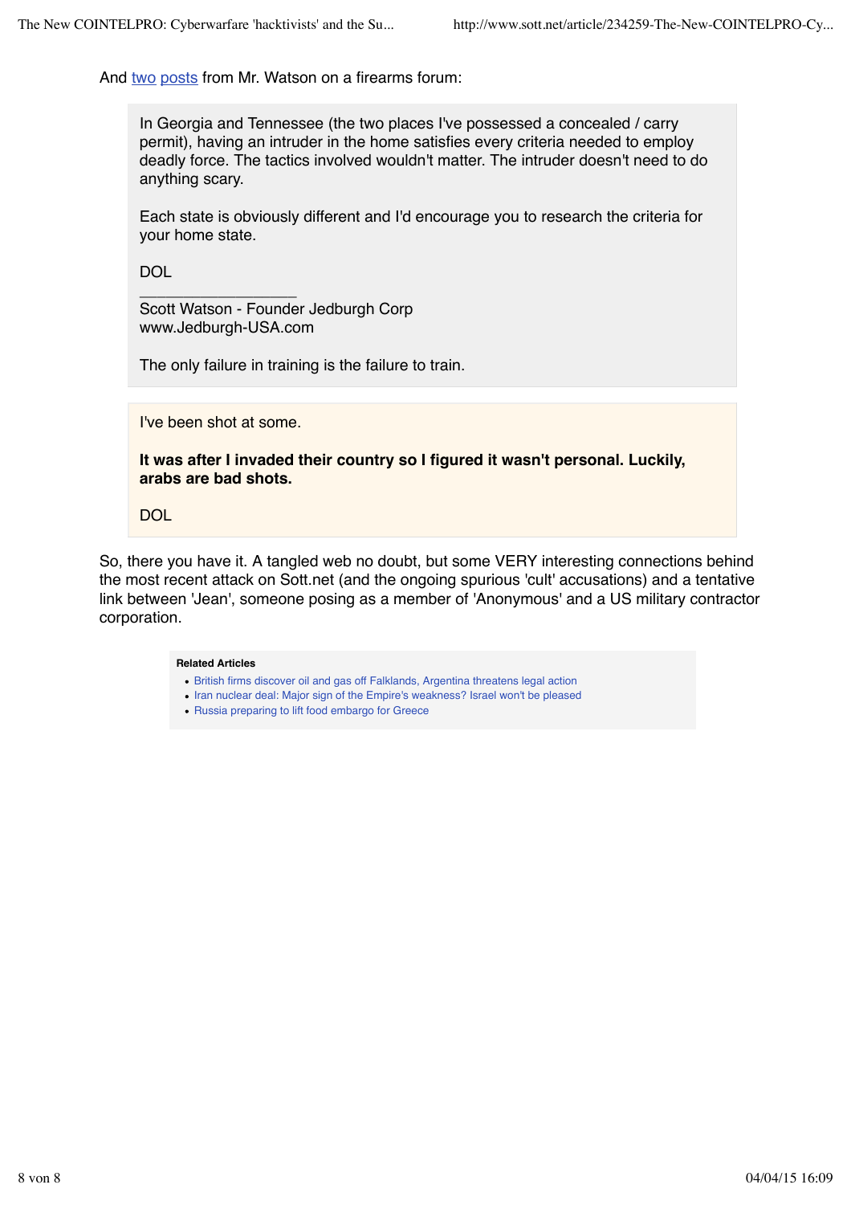And two posts from Mr. Watson on a firearms forum:

> In Georgia and Tennessee (the two places I've possessed a concealed / carry permit), having an intruder in the home satisfies every criteria needed to employ deadly force. The tactics involved wouldn't matter. The intruder doesn't need to do anything scary.
>
> Each state is obviously different and I'd encourage you to research the criteria for your home state.
>
> DOL
>
> __________________
>
> Scott Watson - Founder Jedburgh Corp
> www.Jedburgh-USA.com
>
> The only failure in training is the failure to train.

> I've been shot at some.
>
> **It was after I invaded their country so I figured it wasn't personal. Luckily, arabs are bad shots.**
>
> DOL

So, there you have it. A tangled web no doubt, but some VERY interesting connections behind the most recent attack on Sott.net (and the ongoing spurious 'cult' accusations) and a tentative link between 'Jean', someone posing as a member of 'Anonymous' and a US military contractor corporation.

**Related Articles**

- British firms discover oil and gas off Falklands, Argentina threatens legal action
- Iran nuclear deal: Major sign of the Empire's weakness? Israel won't be pleased
- Russia preparing to lift food embargo for Greece